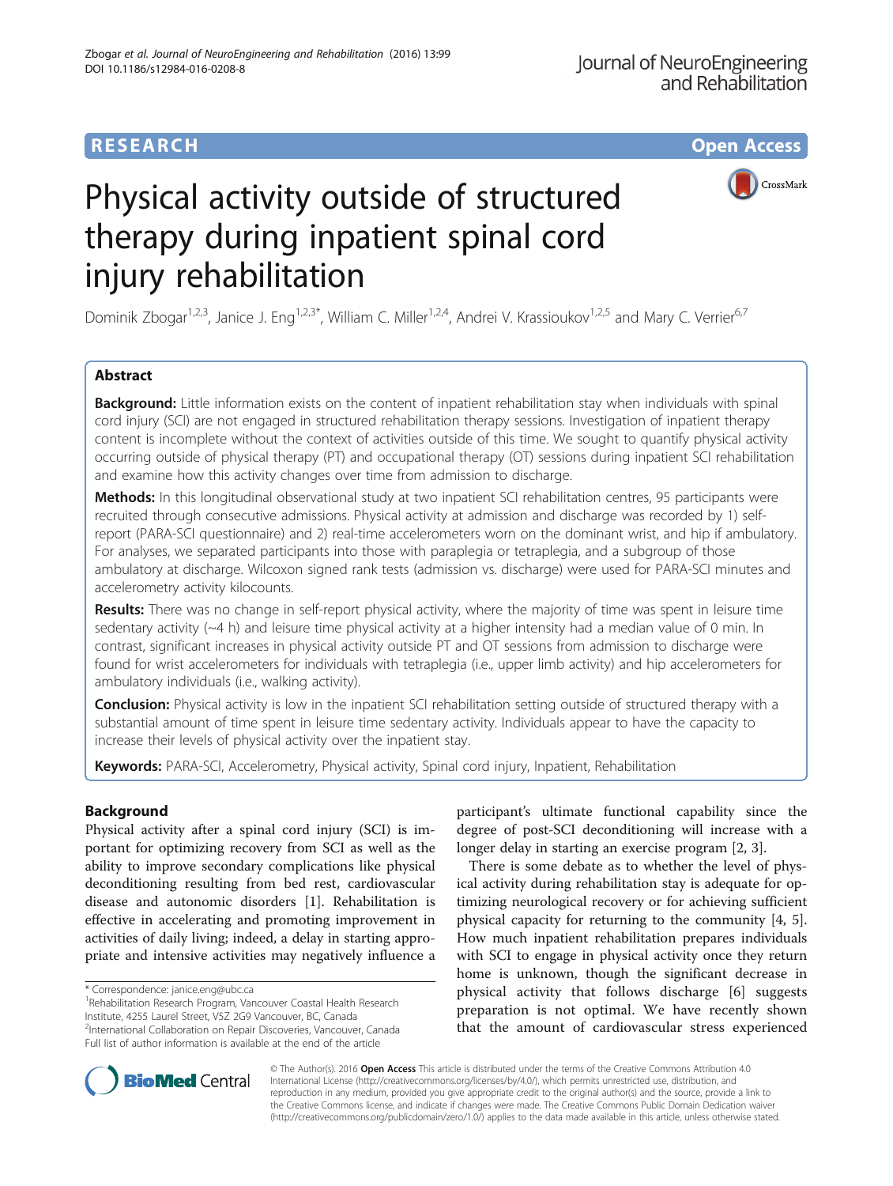**RESEARCH** **Open Access**

# Physical activity outside of structured therapy during inpatient spinal cord injury rehabilitation

Dominik Zbogar[1,2,3], Janice J. Eng[1,2,3*], William C. Miller[1,2,4], Andrei V. Krassioukov[1,2,5] and Mary C. Verrier[6,7]

## Abstract

**Background:** Little information exists on the content of inpatient rehabilitation stay when individuals with spinal cord injury (SCI) are not engaged in structured rehabilitation therapy sessions. Investigation of inpatient therapy content is incomplete without the context of activities outside of this time. We sought to quantify physical activity occurring outside of physical therapy (PT) and occupational therapy (OT) sessions during inpatient SCI rehabilitation and examine how this activity changes over time from admission to discharge.

**Methods:** In this longitudinal observational study at two inpatient SCI rehabilitation centres, 95 participants were recruited through consecutive admissions. Physical activity at admission and discharge was recorded by 1) self-report (PARA-SCI questionnaire) and 2) real-time accelerometers worn on the dominant wrist, and hip if ambulatory. For analyses, we separated participants into those with paraplegia or tetraplegia, and a subgroup of those ambulatory at discharge. Wilcoxon signed rank tests (admission vs. discharge) were used for PARA-SCI minutes and accelerometry activity kilocounts.

**Results:** There was no change in self-report physical activity, where the majority of time was spent in leisure time sedentary activity (~4 h) and leisure time physical activity at a higher intensity had a median value of 0 min. In contrast, significant increases in physical activity outside PT and OT sessions from admission to discharge were found for wrist accelerometers for individuals with tetraplegia (i.e., upper limb activity) and hip accelerometers for ambulatory individuals (i.e., walking activity).

**Conclusion:** Physical activity is low in the inpatient SCI rehabilitation setting outside of structured therapy with a substantial amount of time spent in leisure time sedentary activity. Individuals appear to have the capacity to increase their levels of physical activity over the inpatient stay.

**Keywords:** PARA-SCI, Accelerometry, Physical activity, Spinal cord injury, Inpatient, Rehabilitation

## Background

Physical activity after a spinal cord injury (SCI) is important for optimizing recovery from SCI as well as the ability to improve secondary complications like physical deconditioning resulting from bed rest, cardiovascular disease and autonomic disorders [1]. Rehabilitation is effective in accelerating and promoting improvement in activities of daily living; indeed, a delay in starting appropriate and intensive activities may negatively influence a participant's ultimate functional capability since the degree of post-SCI deconditioning will increase with a longer delay in starting an exercise program [2, 3].

There is some debate as to whether the level of physical activity during rehabilitation stay is adequate for optimizing neurological recovery or for achieving sufficient physical capacity for returning to the community [4, 5]. How much inpatient rehabilitation prepares individuals with SCI to engage in physical activity once they return home is unknown, though the significant decrease in physical activity that follows discharge [6] suggests preparation is not optimal. We have recently shown that the amount of cardiovascular stress experienced

---

* Correspondence: janice.eng@ubc.ca
[1]Rehabilitation Research Program, Vancouver Coastal Health Research Institute, 4255 Laurel Street, V5Z 2G9 Vancouver, BC, Canada
[2]International Collaboration on Repair Discoveries, Vancouver, Canada
Full list of author information is available at the end of the article

© The Author(s). 2016 **Open Access** This article is distributed under the terms of the Creative Commons Attribution 4.0 International License (http://creativecommons.org/licenses/by/4.0/), which permits unrestricted use, distribution, and reproduction in any medium, provided you give appropriate credit to the original author(s) and the source, provide a link to the Creative Commons license, and indicate if changes were made. The Creative Commons Public Domain Dedication waiver (http://creativecommons.org/publicdomain/zero/1.0/) applies to the data made available in this article, unless otherwise stated.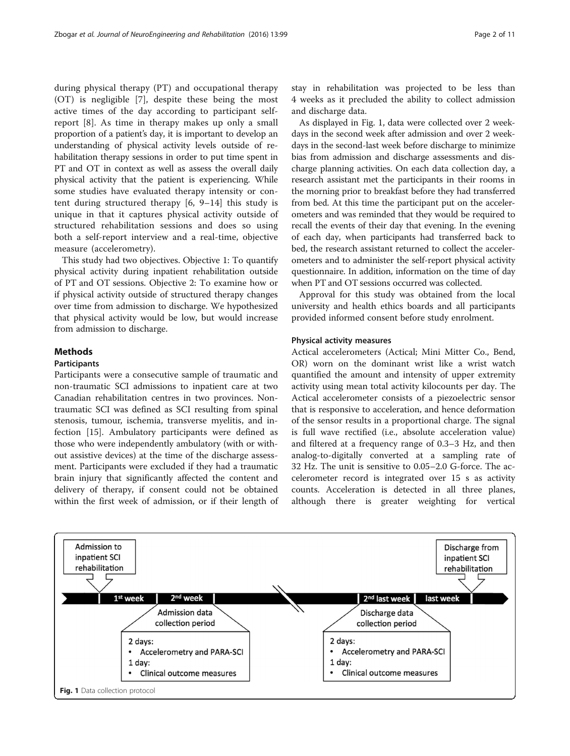during physical therapy (PT) and occupational therapy (OT) is negligible [7], despite these being the most active times of the day according to participant self-report [8]. As time in therapy makes up only a small proportion of a patient's day, it is important to develop an understanding of physical activity levels outside of rehabilitation therapy sessions in order to put time spent in PT and OT in context as well as assess the overall daily physical activity that the patient is experiencing. While some studies have evaluated therapy intensity or content during structured therapy [6, 9–14] this study is unique in that it captures physical activity outside of structured rehabilitation sessions and does so using both a self-report interview and a real-time, objective measure (accelerometry).

This study had two objectives. Objective 1: To quantify physical activity during inpatient rehabilitation outside of PT and OT sessions. Objective 2: To examine how or if physical activity outside of structured therapy changes over time from admission to discharge. We hypothesized that physical activity would be low, but would increase from admission to discharge.

## Methods

### Participants

Participants were a consecutive sample of traumatic and non-traumatic SCI admissions to inpatient care at two Canadian rehabilitation centres in two provinces. Non-traumatic SCI was defined as SCI resulting from spinal stenosis, tumour, ischemia, transverse myelitis, and infection [15]. Ambulatory participants were defined as those who were independently ambulatory (with or without assistive devices) at the time of the discharge assessment. Participants were excluded if they had a traumatic brain injury that significantly affected the content and delivery of therapy, if consent could not be obtained within the first week of admission, or if their length of stay in rehabilitation was projected to be less than 4 weeks as it precluded the ability to collect admission and discharge data.

As displayed in Fig. 1, data were collected over 2 weekdays in the second week after admission and over 2 weekdays in the second-last week before discharge to minimize bias from admission and discharge assessments and discharge planning activities. On each data collection day, a research assistant met the participants in their rooms in the morning prior to breakfast before they had transferred from bed. At this time the participant put on the accelerometers and was reminded that they would be required to recall the events of their day that evening. In the evening of each day, when participants had transferred back to bed, the research assistant returned to collect the accelerometers and to administer the self-report physical activity questionnaire. In addition, information on the time of day when PT and OT sessions occurred was collected.

Approval for this study was obtained from the local university and health ethics boards and all participants provided informed consent before study enrolment.

### Physical activity measures

Actical accelerometers (Actical; Mini Mitter Co., Bend, OR) worn on the dominant wrist like a wrist watch quantified the amount and intensity of upper extremity activity using mean total activity kilocounts per day. The Actical accelerometer consists of a piezoelectric sensor that is responsive to acceleration, and hence deformation of the sensor results in a proportional charge. The signal is full wave rectified (i.e., absolute acceleration value) and filtered at a frequency range of 0.3–3 Hz, and then analog-to-digitally converted at a sampling rate of 32 Hz. The unit is sensitive to 0.05–2.0 G-force. The accelerometer record is integrated over 15 s as activity counts. Acceleration is detected in all three planes, although there is greater weighting for vertical

**Fig. 1** Data collection protocol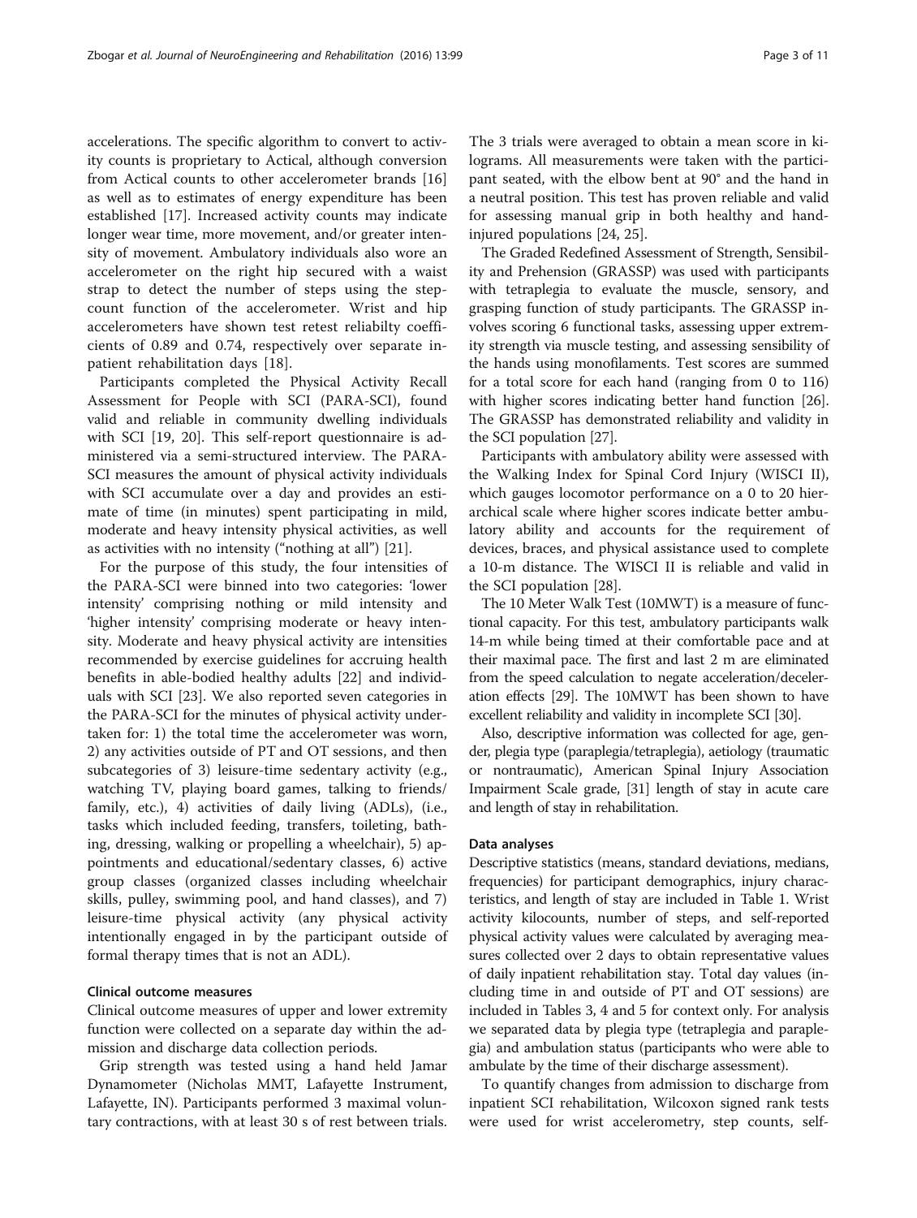accelerations. The specific algorithm to convert to activity counts is proprietary to Actical, although conversion from Actical counts to other accelerometer brands [16] as well as to estimates of energy expenditure has been established [17]. Increased activity counts may indicate longer wear time, more movement, and/or greater intensity of movement. Ambulatory individuals also wore an accelerometer on the right hip secured with a waist strap to detect the number of steps using the step-count function of the accelerometer. Wrist and hip accelerometers have shown test retest reliabilty coefficients of 0.89 and 0.74, respectively over separate inpatient rehabilitation days [18].

Participants completed the Physical Activity Recall Assessment for People with SCI (PARA-SCI), found valid and reliable in community dwelling individuals with SCI [19, 20]. This self-report questionnaire is administered via a semi-structured interview. The PARA-SCI measures the amount of physical activity individuals with SCI accumulate over a day and provides an estimate of time (in minutes) spent participating in mild, moderate and heavy intensity physical activities, as well as activities with no intensity ("nothing at all") [21].

For the purpose of this study, the four intensities of the PARA-SCI were binned into two categories: 'lower intensity' comprising nothing or mild intensity and 'higher intensity' comprising moderate or heavy intensity. Moderate and heavy physical activity are intensities recommended by exercise guidelines for accruing health benefits in able-bodied healthy adults [22] and individuals with SCI [23]. We also reported seven categories in the PARA-SCI for the minutes of physical activity undertaken for: 1) the total time the accelerometer was worn, 2) any activities outside of PT and OT sessions, and then subcategories of 3) leisure-time sedentary activity (e.g., watching TV, playing board games, talking to friends/family, etc.), 4) activities of daily living (ADLs), (i.e., tasks which included feeding, transfers, toileting, bathing, dressing, walking or propelling a wheelchair), 5) appointments and educational/sedentary classes, 6) active group classes (organized classes including wheelchair skills, pulley, swimming pool, and hand classes), and 7) leisure-time physical activity (any physical activity intentionally engaged in by the participant outside of formal therapy times that is not an ADL).

### Clinical outcome measures

Clinical outcome measures of upper and lower extremity function were collected on a separate day within the admission and discharge data collection periods.

Grip strength was tested using a hand held Jamar Dynamometer (Nicholas MMT, Lafayette Instrument, Lafayette, IN). Participants performed 3 maximal voluntary contractions, with at least 30 s of rest between trials. The 3 trials were averaged to obtain a mean score in kilograms. All measurements were taken with the participant seated, with the elbow bent at 90° and the hand in a neutral position. This test has proven reliable and valid for assessing manual grip in both healthy and hand-injured populations [24, 25].

The Graded Redefined Assessment of Strength, Sensibility and Prehension (GRASSP) was used with participants with tetraplegia to evaluate the muscle, sensory, and grasping function of study participants. The GRASSP involves scoring 6 functional tasks, assessing upper extremity strength via muscle testing, and assessing sensibility of the hands using monofilaments. Test scores are summed for a total score for each hand (ranging from 0 to 116) with higher scores indicating better hand function [26]. The GRASSP has demonstrated reliability and validity in the SCI population [27].

Participants with ambulatory ability were assessed with the Walking Index for Spinal Cord Injury (WISCI II), which gauges locomotor performance on a 0 to 20 hierarchical scale where higher scores indicate better ambulatory ability and accounts for the requirement of devices, braces, and physical assistance used to complete a 10-m distance. The WISCI II is reliable and valid in the SCI population [28].

The 10 Meter Walk Test (10MWT) is a measure of functional capacity. For this test, ambulatory participants walk 14-m while being timed at their comfortable pace and at their maximal pace. The first and last 2 m are eliminated from the speed calculation to negate acceleration/deceleration effects [29]. The 10MWT has been shown to have excellent reliability and validity in incomplete SCI [30].

Also, descriptive information was collected for age, gender, plegia type (paraplegia/tetraplegia), aetiology (traumatic or nontraumatic), American Spinal Injury Association Impairment Scale grade, [31] length of stay in acute care and length of stay in rehabilitation.

### Data analyses

Descriptive statistics (means, standard deviations, medians, frequencies) for participant demographics, injury characteristics, and length of stay are included in Table 1. Wrist activity kilocounts, number of steps, and self-reported physical activity values were calculated by averaging measures collected over 2 days to obtain representative values of daily inpatient rehabilitation stay. Total day values (including time in and outside of PT and OT sessions) are included in Tables 3, 4 and 5 for context only. For analysis we separated data by plegia type (tetraplegia and paraplegia) and ambulation status (participants who were able to ambulate by the time of their discharge assessment).

To quantify changes from admission to discharge from inpatient SCI rehabilitation, Wilcoxon signed rank tests were used for wrist accelerometry, step counts, self-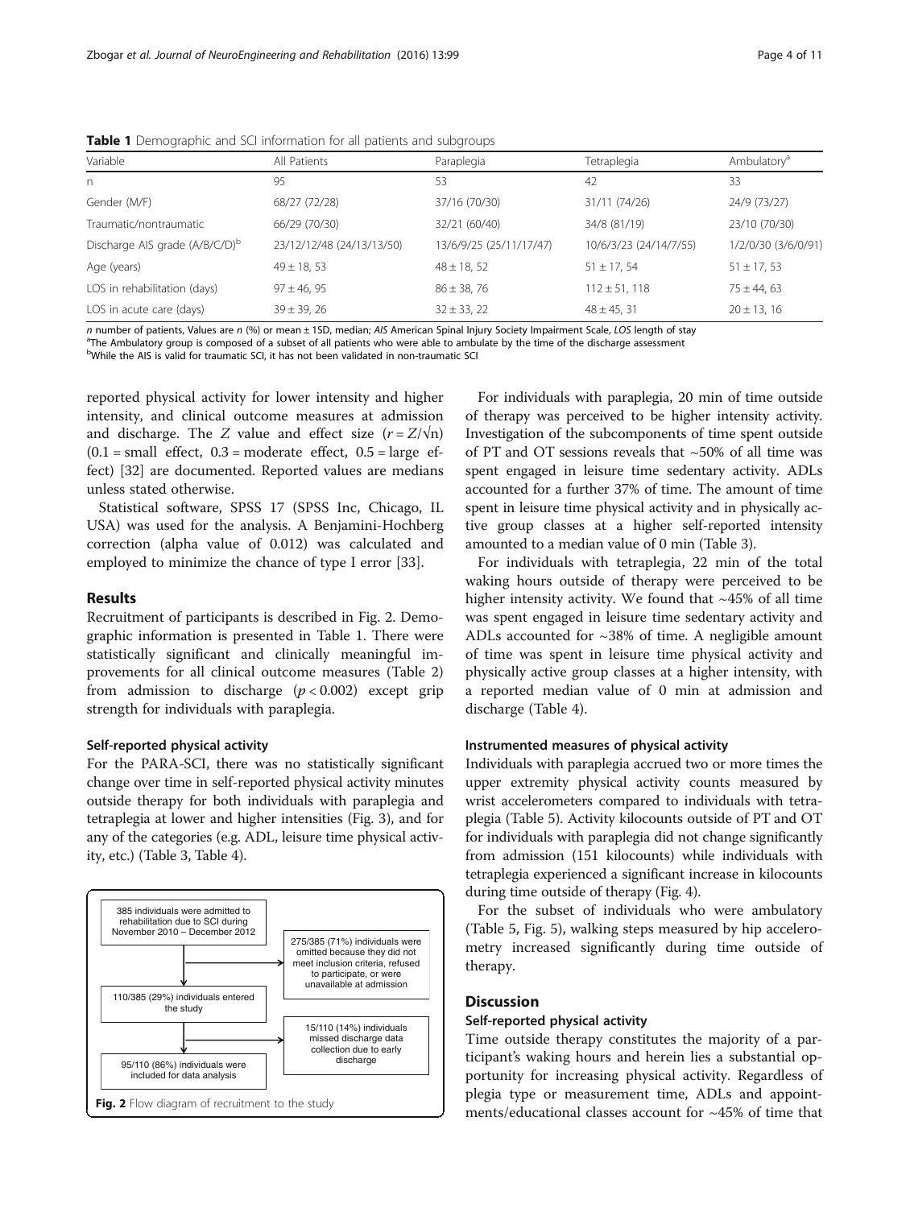**Table 1** Demographic and SCI information for all patients and subgroups

| Variable | All Patients | Paraplegia | Tetraplegia | Ambulatory[a] |
|---|---|---|---|---|
| n | 95 | 53 | 42 | 33 |
| Gender (M/F) | 68/27 (72/28) | 37/16 (70/30) | 31/11 (74/26) | 24/9 (73/27) |
| Traumatic/nontraumatic | 66/29 (70/30) | 32/21 (60/40) | 34/8 (81/19) | 23/10 (70/30) |
| Discharge AIS grade (A/B/C/D)[b] | 23/12/12/48 (24/13/13/50) | 13/6/9/25 (25/11/17/47) | 10/6/3/23 (24/14/7/55) | 1/2/0/30 (3/6/0/91) |
| Age (years) | 49 ± 18, 53 | 48 ± 18, 52 | 51 ± 17, 54 | 51 ± 17, 53 |
| LOS in rehabilitation (days) | 97 ± 46, 95 | 86 ± 38, 76 | 112 ± 51, 118 | 75 ± 44, 63 |
| LOS in acute care (days) | 39 ± 39, 26 | 32 ± 33, 22 | 48 ± 45, 31 | 20 ± 13, 16 |

*n* number of patients, Values are *n* (%) or mean ± 1SD, median; *AIS* American Spinal Injury Society Impairment Scale, *LOS* length of stay
[a]The Ambulatory group is composed of a subset of all patients who were able to ambulate by the time of the discharge assessment
[b]While the AIS is valid for traumatic SCI, it has not been validated in non-traumatic SCI

reported physical activity for lower intensity and higher intensity, and clinical outcome measures at admission and discharge. The *Z* value and effect size ($r = Z/\sqrt{n}$) (0.1 = small effect, 0.3 = moderate effect, 0.5 = large effect) [32] are documented. Reported values are medians unless stated otherwise.

Statistical software, SPSS 17 (SPSS Inc, Chicago, IL USA) was used for the analysis. A Benjamini-Hochberg correction (alpha value of 0.012) was calculated and employed to minimize the chance of type I error [33].

## Results

Recruitment of participants is described in Fig. 2. Demographic information is presented in Table 1. There were statistically significant and clinically meaningful improvements for all clinical outcome measures (Table 2) from admission to discharge ($p < 0.002$) except grip strength for individuals with paraplegia.

### Self-reported physical activity

For the PARA-SCI, there was no statistically significant change over time in self-reported physical activity minutes outside therapy for both individuals with paraplegia and tetraplegia at lower and higher intensities (Fig. 3), and for any of the categories (e.g. ADL, leisure time physical activity, etc.) (Table 3, Table 4).

- 385 individuals were admitted to rehabilitation due to SCI during November 2010 – December 2012
- 275/385 (71%) individuals were omitted because they did not meet inclusion criteria, refused to participate, or were unavailable at admission
- 110/385 (29%) individuals entered the study
- 15/110 (14%) individuals missed discharge data collection due to early discharge
- 95/110 (86%) individuals were included for data analysis

**Fig. 2** Flow diagram of recruitment to the study

For individuals with paraplegia, 20 min of time outside of therapy was perceived to be higher intensity activity. Investigation of the subcomponents of time spent outside of PT and OT sessions reveals that ~50% of all time was spent engaged in leisure time sedentary activity. ADLs accounted for a further 37% of time. The amount of time spent in leisure time physical activity and in physically active group classes at a higher self-reported intensity amounted to a median value of 0 min (Table 3).

For individuals with tetraplegia, 22 min of the total waking hours outside of therapy were perceived to be higher intensity activity. We found that ~45% of all time was spent engaged in leisure time sedentary activity and ADLs accounted for ~38% of time. A negligible amount of time was spent in leisure time physical activity and physically active group classes at a higher intensity, with a reported median value of 0 min at admission and discharge (Table 4).

### Instrumented measures of physical activity

Individuals with paraplegia accrued two or more times the upper extremity physical activity counts measured by wrist accelerometers compared to individuals with tetraplegia (Table 5). Activity kilocounts outside of PT and OT for individuals with paraplegia did not change significantly from admission (151 kilocounts) while individuals with tetraplegia experienced a significant increase in kilocounts during time outside of therapy (Fig. 4).

For the subset of individuals who were ambulatory (Table 5, Fig. 5), walking steps measured by hip accelerometry increased significantly during time outside of therapy.

## Discussion

### Self-reported physical activity

Time outside therapy constitutes the majority of a participant's waking hours and herein lies a substantial opportunity for increasing physical activity. Regardless of plegia type or measurement time, ADLs and appointments/educational classes account for ~45% of time that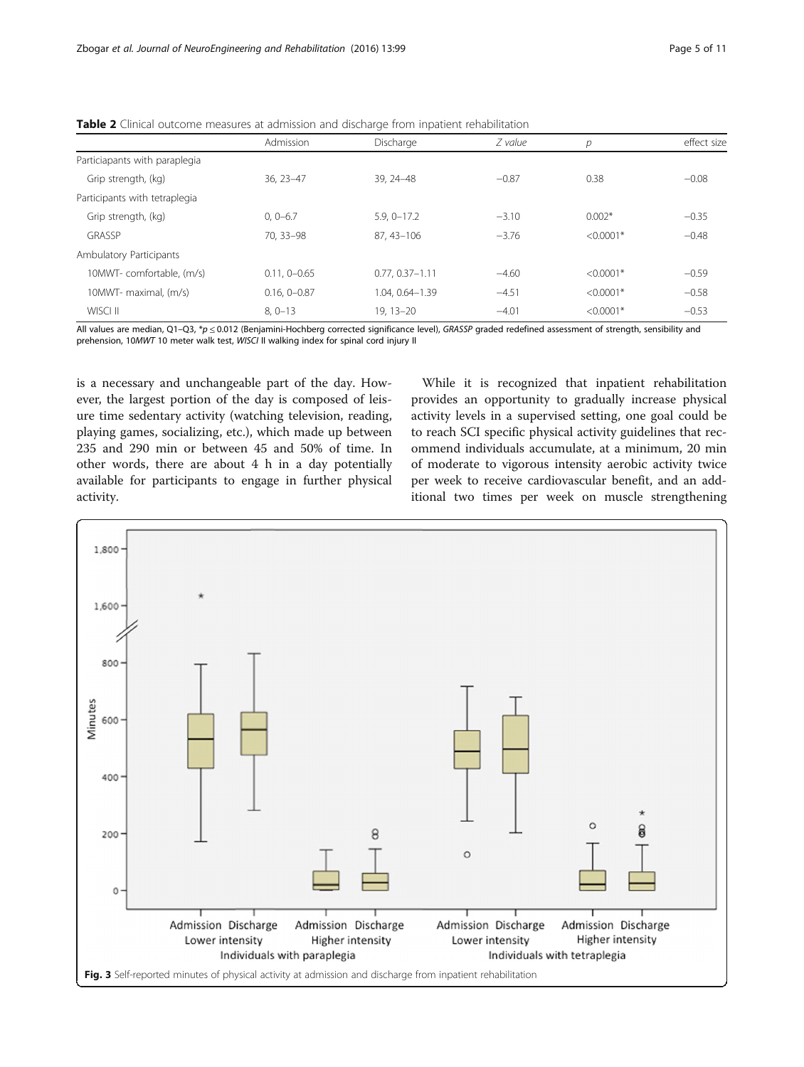**Table 2** Clinical outcome measures at admission and discharge from inpatient rehabilitation

| | Admission | Discharge | *Z value* | *p* | effect size |
|---|---|---|---|---|---|
| Particiapants with paraplegia | | | | | |
| Grip strength, (kg) | 36, 23–47 | 39, 24–48 | −0.87 | 0.38 | −0.08 |
| Participants with tetraplegia | | | | | |
| Grip strength, (kg) | 0, 0–6.7 | 5.9, 0–17.2 | −3.10 | 0.002* | −0.35 |
| GRASSP | 70, 33–98 | 87, 43–106 | −3.76 | <0.0001* | −0.48 |
| Ambulatory Participants | | | | | |
| 10MWT- comfortable, (m/s) | 0.11, 0–0.65 | 0.77, 0.37–1.11 | −4.60 | <0.0001* | −0.59 |
| 10MWT- maximal, (m/s) | 0.16, 0–0.87 | 1.04, 0.64–1.39 | −4.51 | <0.0001* | −0.58 |
| WISCI II | 8, 0–13 | 19, 13–20 | −4.01 | <0.0001* | −0.53 |

All values are median, Q1–Q3, *$p \leq 0.012$ (Benjamini-Hochberg corrected significance level), *GRASSP* graded redefined assessment of strength, sensibility and prehension, 10*MWT* 10 meter walk test, *WISCI* II walking index for spinal cord injury II

is a necessary and unchangeable part of the day. However, the largest portion of the day is composed of leisure time sedentary activity (watching television, reading, playing games, socializing, etc.), which made up between 235 and 290 min or between 45 and 50% of time. In other words, there are about 4 h in a day potentially available for participants to engage in further physical activity.

While it is recognized that inpatient rehabilitation provides an opportunity to gradually increase physical activity levels in a supervised setting, one goal could be to reach SCI specific physical activity guidelines that recommend individuals accumulate, at a minimum, 20 min of moderate to vigorous intensity aerobic activity twice per week to receive cardiovascular benefit, and an additional two times per week on muscle strengthening

**Fig. 3** Self-reported minutes of physical activity at admission and discharge from inpatient rehabilitation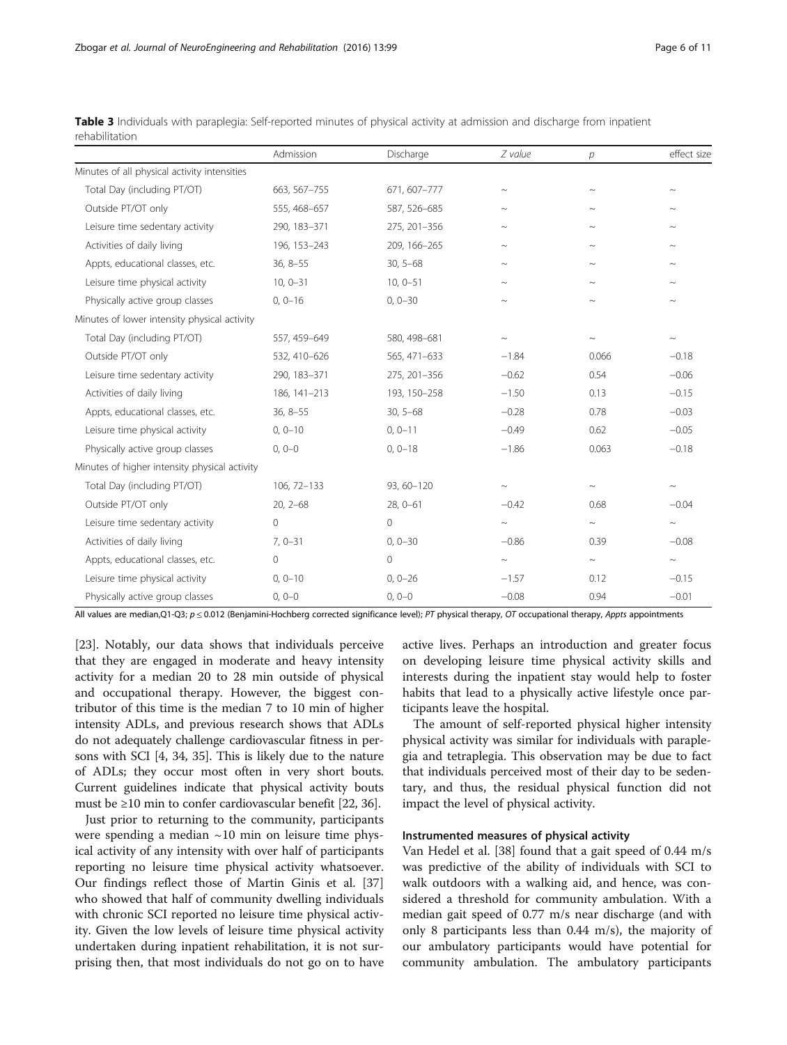**Table 3** Individuals with paraplegia: Self-reported minutes of physical activity at admission and discharge from inpatient rehabilitation

| | Admission | Discharge | *Z value* | *p* | effect size |
|---|---|---|---|---|---|
| Minutes of all physical activity intensities | | | | | |
| Total Day (including PT/OT) | 663, 567–755 | 671, 607–777 | ~ | ~ | ~ |
| Outside PT/OT only | 555, 468–657 | 587, 526–685 | ~ | ~ | ~ |
| Leisure time sedentary activity | 290, 183–371 | 275, 201–356 | ~ | ~ | ~ |
| Activities of daily living | 196, 153–243 | 209, 166–265 | ~ | ~ | ~ |
| Appts, educational classes, etc. | 36, 8–55 | 30, 5–68 | ~ | ~ | ~ |
| Leisure time physical activity | 10, 0–31 | 10, 0–51 | ~ | ~ | ~ |
| Physically active group classes | 0, 0–16 | 0, 0–30 | ~ | ~ | ~ |
| Minutes of lower intensity physical activity | | | | | |
| Total Day (including PT/OT) | 557, 459–649 | 580, 498–681 | ~ | ~ | ~ |
| Outside PT/OT only | 532, 410–626 | 565, 471–633 | −1.84 | 0.066 | −0.18 |
| Leisure time sedentary activity | 290, 183–371 | 275, 201–356 | −0.62 | 0.54 | −0.06 |
| Activities of daily living | 186, 141–213 | 193, 150–258 | −1.50 | 0.13 | −0.15 |
| Appts, educational classes, etc. | 36, 8–55 | 30, 5–68 | −0.28 | 0.78 | −0.03 |
| Leisure time physical activity | 0, 0–10 | 0, 0–11 | −0.49 | 0.62 | −0.05 |
| Physically active group classes | 0, 0–0 | 0, 0–18 | −1.86 | 0.063 | −0.18 |
| Minutes of higher intensity physical activity | | | | | |
| Total Day (including PT/OT) | 106, 72–133 | 93, 60–120 | ~ | ~ | ~ |
| Outside PT/OT only | 20, 2–68 | 28, 0–61 | −0.42 | 0.68 | −0.04 |
| Leisure time sedentary activity | 0 | 0 | ~ | ~ | ~ |
| Activities of daily living | 7, 0–31 | 0, 0–30 | −0.86 | 0.39 | −0.08 |
| Appts, educational classes, etc. | 0 | 0 | ~ | ~ | ~ |
| Leisure time physical activity | 0, 0–10 | 0, 0–26 | −1.57 | 0.12 | −0.15 |
| Physically active group classes | 0, 0–0 | 0, 0–0 | −0.08 | 0.94 | −0.01 |

All values are median,Q1-Q3; $p \leq 0.012$ (Benjamini-Hochberg corrected significance level); *PT* physical therapy, *OT* occupational therapy, *Appts* appointments

[23]. Notably, our data shows that individuals perceive that they are engaged in moderate and heavy intensity activity for a median 20 to 28 min outside of physical and occupational therapy. However, the biggest contributor of this time is the median 7 to 10 min of higher intensity ADLs, and previous research shows that ADLs do not adequately challenge cardiovascular fitness in persons with SCI [4, 34, 35]. This is likely due to the nature of ADLs; they occur most often in very short bouts. Current guidelines indicate that physical activity bouts must be ≥10 min to confer cardiovascular benefit [22, 36].

Just prior to returning to the community, participants were spending a median ~10 min on leisure time physical activity of any intensity with over half of participants reporting no leisure time physical activity whatsoever. Our findings reflect those of Martin Ginis et al. [37] who showed that half of community dwelling individuals with chronic SCI reported no leisure time physical activity. Given the low levels of leisure time physical activity undertaken during inpatient rehabilitation, it is not surprising then, that most individuals do not go on to have active lives. Perhaps an introduction and greater focus on developing leisure time physical activity skills and interests during the inpatient stay would help to foster habits that lead to a physically active lifestyle once participants leave the hospital.

The amount of self-reported physical higher intensity physical activity was similar for individuals with paraplegia and tetraplegia. This observation may be due to fact that individuals perceived most of their day to be sedentary, and thus, the residual physical function did not impact the level of physical activity.

#### Instrumented measures of physical activity

Van Hedel et al. [38] found that a gait speed of 0.44 m/s was predictive of the ability of individuals with SCI to walk outdoors with a walking aid, and hence, was considered a threshold for community ambulation. With a median gait speed of 0.77 m/s near discharge (and with only 8 participants less than 0.44 m/s), the majority of our ambulatory participants would have potential for community ambulation. The ambulatory participants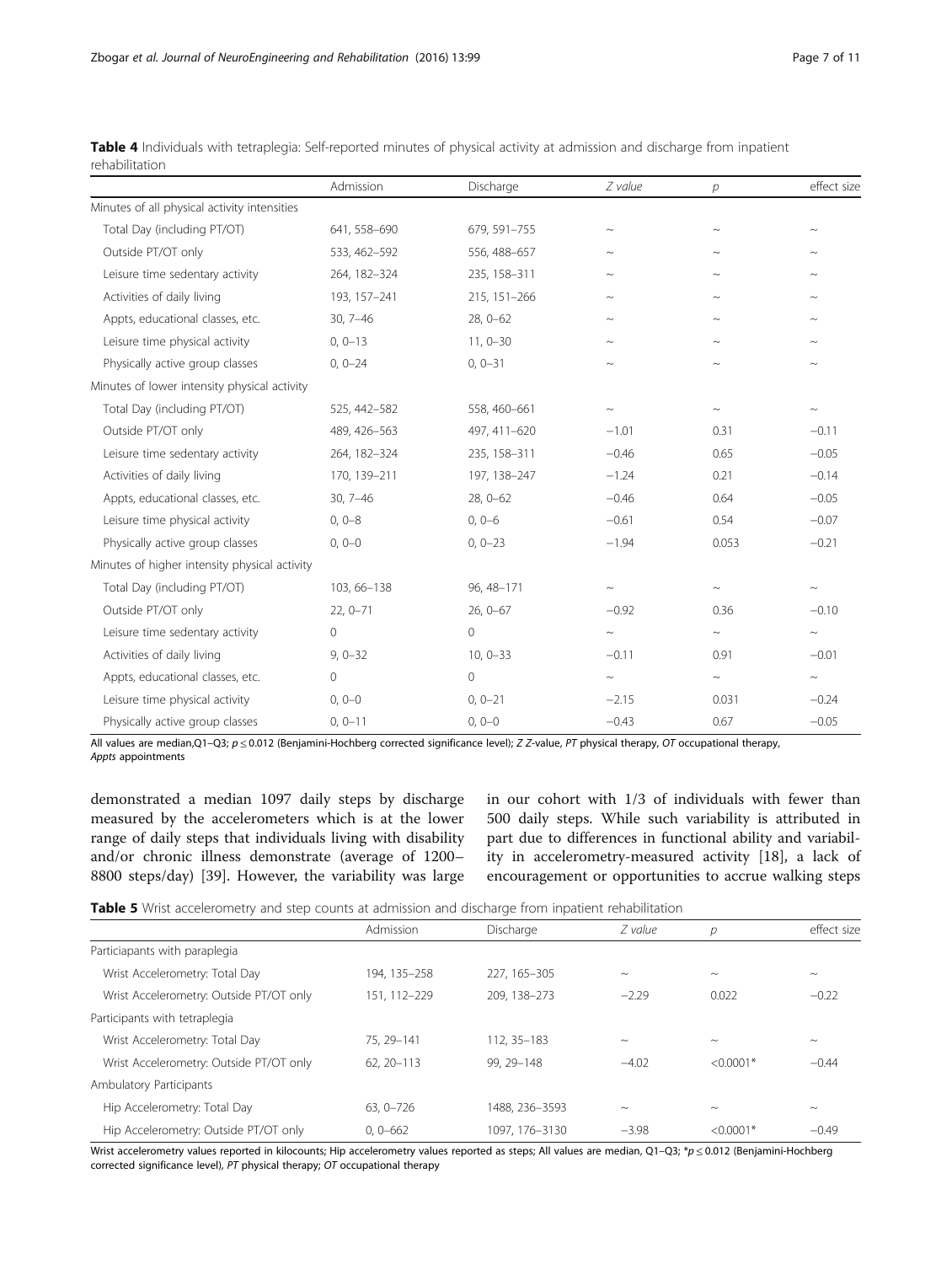**Table 4** Individuals with tetraplegia: Self-reported minutes of physical activity at admission and discharge from inpatient rehabilitation

| | Admission | Discharge | *Z value* | *p* | effect size |
|---|---|---|---|---|---|
| Minutes of all physical activity intensities | | | | | |
| Total Day (including PT/OT) | 641, 558–690 | 679, 591–755 | ~ | ~ | ~ |
| Outside PT/OT only | 533, 462–592 | 556, 488–657 | ~ | ~ | ~ |
| Leisure time sedentary activity | 264, 182–324 | 235, 158–311 | ~ | ~ | ~ |
| Activities of daily living | 193, 157–241 | 215, 151–266 | ~ | ~ | ~ |
| Appts, educational classes, etc. | 30, 7–46 | 28, 0–62 | ~ | ~ | ~ |
| Leisure time physical activity | 0, 0–13 | 11, 0–30 | ~ | ~ | ~ |
| Physically active group classes | 0, 0–24 | 0, 0–31 | ~ | ~ | ~ |
| Minutes of lower intensity physical activity | | | | | |
| Total Day (including PT/OT) | 525, 442–582 | 558, 460–661 | ~ | ~ | ~ |
| Outside PT/OT only | 489, 426–563 | 497, 411–620 | −1.01 | 0.31 | −0.11 |
| Leisure time sedentary activity | 264, 182–324 | 235, 158–311 | −0.46 | 0.65 | −0.05 |
| Activities of daily living | 170, 139–211 | 197, 138–247 | −1.24 | 0.21 | −0.14 |
| Appts, educational classes, etc. | 30, 7–46 | 28, 0–62 | −0.46 | 0.64 | −0.05 |
| Leisure time physical activity | 0, 0–8 | 0, 0–6 | −0.61 | 0.54 | −0.07 |
| Physically active group classes | 0, 0–0 | 0, 0–23 | −1.94 | 0.053 | −0.21 |
| Minutes of higher intensity physical activity | | | | | |
| Total Day (including PT/OT) | 103, 66–138 | 96, 48–171 | ~ | ~ | ~ |
| Outside PT/OT only | 22, 0–71 | 26, 0–67 | −0.92 | 0.36 | −0.10 |
| Leisure time sedentary activity | 0 | 0 | ~ | ~ | ~ |
| Activities of daily living | 9, 0–32 | 10, 0–33 | −0.11 | 0.91 | −0.01 |
| Appts, educational classes, etc. | 0 | 0 | ~ | ~ | ~ |
| Leisure time physical activity | 0, 0–0 | 0, 0–21 | −2.15 | 0.031 | −0.24 |
| Physically active group classes | 0, 0–11 | 0, 0–0 | −0.43 | 0.67 | −0.05 |

All values are median,Q1–Q3; $p \leq 0.012$ (Benjamini-Hochberg corrected significance level); *Z* *Z*-value, *PT* physical therapy, *OT* occupational therapy, *Appts* appointments

demonstrated a median 1097 daily steps by discharge measured by the accelerometers which is at the lower range of daily steps that individuals living with disability and/or chronic illness demonstrate (average of 1200–8800 steps/day) [39]. However, the variability was large in our cohort with 1/3 of individuals with fewer than 500 daily steps. While such variability is attributed in part due to differences in functional ability and variability in accelerometry-measured activity [18], a lack of encouragement or opportunities to accrue walking steps

**Table 5** Wrist accelerometry and step counts at admission and discharge from inpatient rehabilitation

| | Admission | Discharge | *Z value* | *p* | effect size |
|---|---|---|---|---|---|
| Particiapants with paraplegia | | | | | |
| Wrist Accelerometry: Total Day | 194, 135–258 | 227, 165–305 | ~ | ~ | ~ |
| Wrist Accelerometry: Outside PT/OT only | 151, 112–229 | 209, 138–273 | −2.29 | 0.022 | −0.22 |
| Participants with tetraplegia | | | | | |
| Wrist Accelerometry: Total Day | 75, 29–141 | 112, 35–183 | ~ | ~ | ~ |
| Wrist Accelerometry: Outside PT/OT only | 62, 20–113 | 99, 29–148 | −4.02 | <0.0001* | −0.44 |
| Ambulatory Participants | | | | | |
| Hip Accelerometry: Total Day | 63, 0–726 | 1488, 236–3593 | ~ | ~ | ~ |
| Hip Accelerometry: Outside PT/OT only | 0, 0–662 | 1097, 176–3130 | −3.98 | <0.0001* | −0.49 |

Wrist accelerometry values reported in kilocounts; Hip accelerometry values reported as steps; All values are median, Q1–Q3; *$p \leq 0.012$ (Benjamini-Hochberg corrected significance level), *PT* physical therapy; *OT* occupational therapy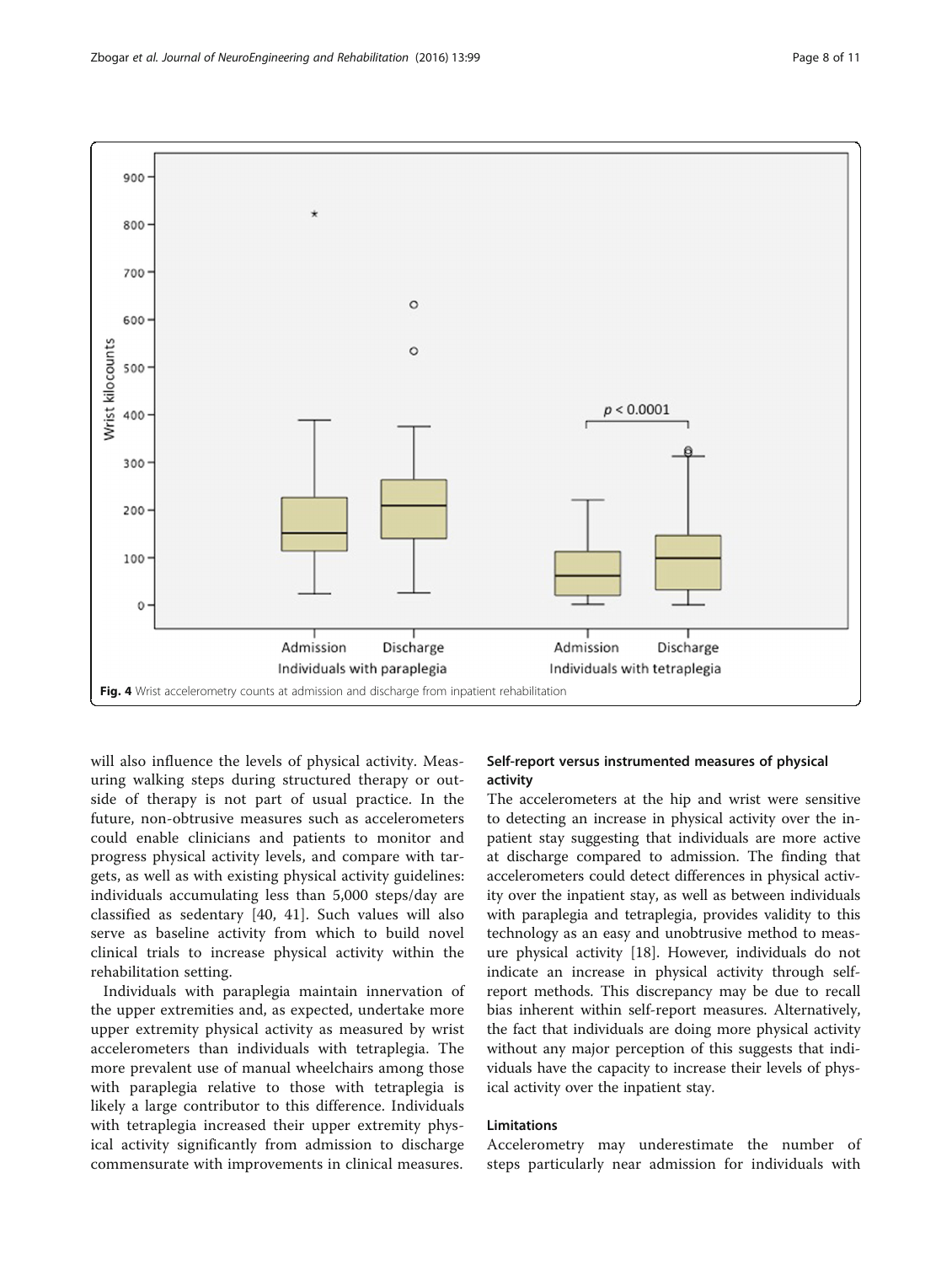Fig. 4 Wrist accelerometry counts at admission and discharge from inpatient rehabilitation

will also influence the levels of physical activity. Measuring walking steps during structured therapy or outside of therapy is not part of usual practice. In the future, non-obtrusive measures such as accelerometers could enable clinicians and patients to monitor and progress physical activity levels, and compare with targets, as well as with existing physical activity guidelines: individuals accumulating less than 5,000 steps/day are classified as sedentary [40, 41]. Such values will also serve as baseline activity from which to build novel clinical trials to increase physical activity within the rehabilitation setting.

Individuals with paraplegia maintain innervation of the upper extremities and, as expected, undertake more upper extremity physical activity as measured by wrist accelerometers than individuals with tetraplegia. The more prevalent use of manual wheelchairs among those with paraplegia relative to those with tetraplegia is likely a large contributor to this difference. Individuals with tetraplegia increased their upper extremity physical activity significantly from admission to discharge commensurate with improvements in clinical measures.

### Self-report versus instrumented measures of physical activity

The accelerometers at the hip and wrist were sensitive to detecting an increase in physical activity over the inpatient stay suggesting that individuals are more active at discharge compared to admission. The finding that accelerometers could detect differences in physical activity over the inpatient stay, as well as between individuals with paraplegia and tetraplegia, provides validity to this technology as an easy and unobtrusive method to measure physical activity [18]. However, individuals do not indicate an increase in physical activity through self-report methods. This discrepancy may be due to recall bias inherent within self-report measures. Alternatively, the fact that individuals are doing more physical activity without any major perception of this suggests that individuals have the capacity to increase their levels of physical activity over the inpatient stay.

### Limitations

Accelerometry may underestimate the number of steps particularly near admission for individuals with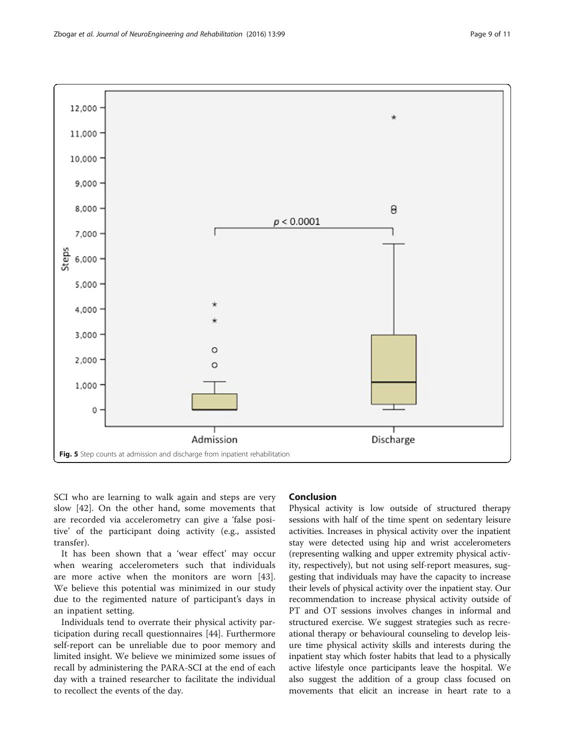Fig. 5 Step counts at admission and discharge from inpatient rehabilitation

SCI who are learning to walk again and steps are very slow [42]. On the other hand, some movements that are recorded via accelerometry can give a 'false positive' of the participant doing activity (e.g., assisted transfer).

It has been shown that a 'wear effect' may occur when wearing accelerometers such that individuals are more active when the monitors are worn [43]. We believe this potential was minimized in our study due to the regimented nature of participant's days in an inpatient setting.

Individuals tend to overrate their physical activity participation during recall questionnaires [44]. Furthermore self-report can be unreliable due to poor memory and limited insight. We believe we minimized some issues of recall by administering the PARA-SCI at the end of each day with a trained researcher to facilitate the individual to recollect the events of the day.

## Conclusion

Physical activity is low outside of structured therapy sessions with half of the time spent on sedentary leisure activities. Increases in physical activity over the inpatient stay were detected using hip and wrist accelerometers (representing walking and upper extremity physical activity, respectively), but not using self-report measures, suggesting that individuals may have the capacity to increase their levels of physical activity over the inpatient stay. Our recommendation to increase physical activity outside of PT and OT sessions involves changes in informal and structured exercise. We suggest strategies such as recreational therapy or behavioural counseling to develop leisure time physical activity skills and interests during the inpatient stay which foster habits that lead to a physically active lifestyle once participants leave the hospital. We also suggest the addition of a group class focused on movements that elicit an increase in heart rate to a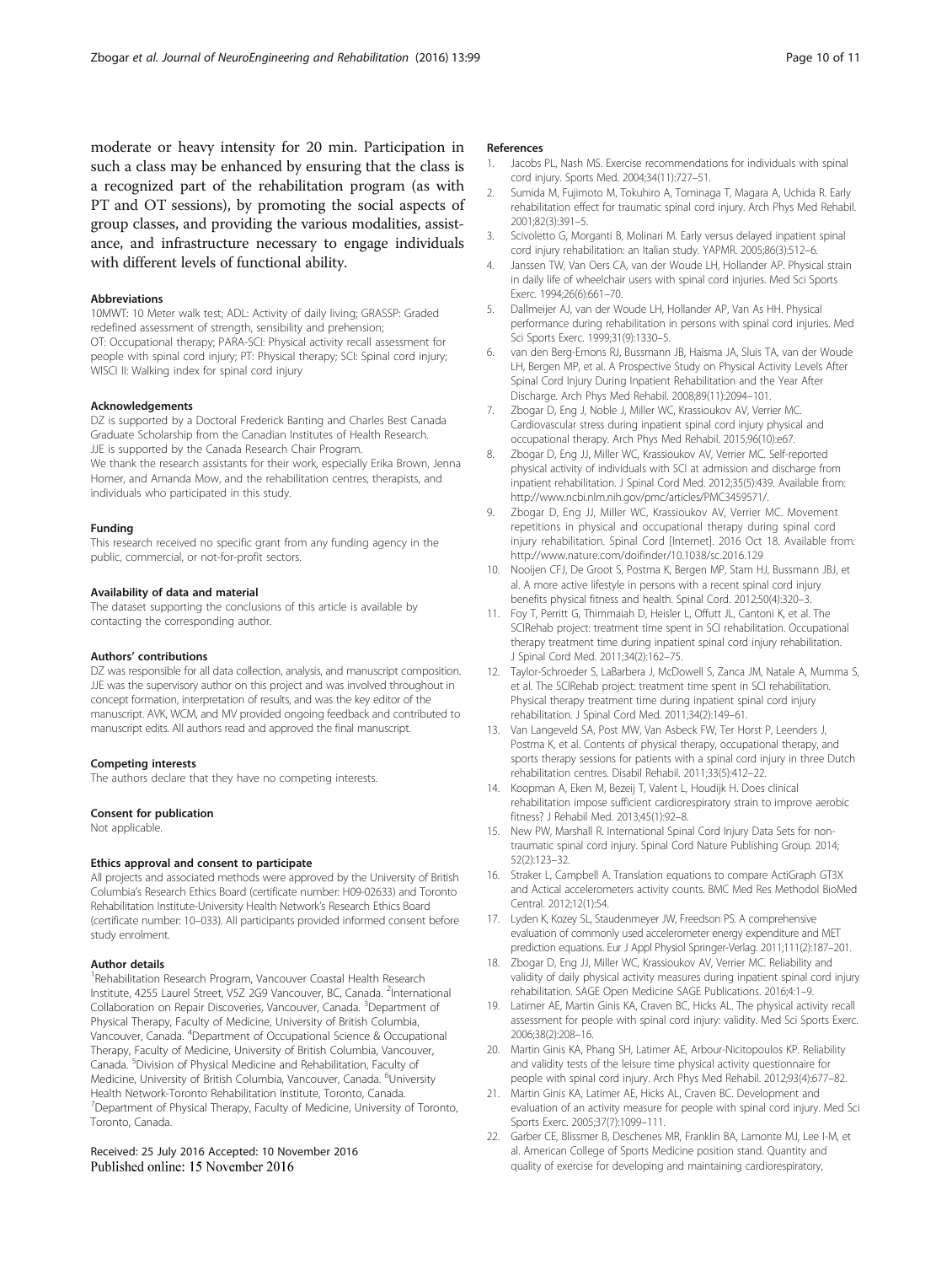moderate or heavy intensity for 20 min. Participation in such a class may be enhanced by ensuring that the class is a recognized part of the rehabilitation program (as with PT and OT sessions), by promoting the social aspects of group classes, and providing the various modalities, assistance, and infrastructure necessary to engage individuals with different levels of functional ability.

#### Abbreviations

10MWT: 10 Meter walk test; ADL: Activity of daily living; GRASSP: Graded redefined assessment of strength, sensibility and prehension; OT: Occupational therapy; PARA-SCI: Physical activity recall assessment for people with spinal cord injury; PT: Physical therapy; SCI: Spinal cord injury; WISCI II: Walking index for spinal cord injury

#### Acknowledgements

DZ is supported by a Doctoral Frederick Banting and Charles Best Canada Graduate Scholarship from the Canadian Institutes of Health Research. JJE is supported by the Canada Research Chair Program.
We thank the research assistants for their work, especially Erika Brown, Jenna Homer, and Amanda Mow, and the rehabilitation centres, therapists, and individuals who participated in this study.

#### Funding

This research received no specific grant from any funding agency in the public, commercial, or not-for-profit sectors.

#### Availability of data and material

The dataset supporting the conclusions of this article is available by contacting the corresponding author.

#### Authors' contributions

DZ was responsible for all data collection, analysis, and manuscript composition. JJE was the supervisory author on this project and was involved throughout in concept formation, interpretation of results, and was the key editor of the manuscript. AVK, WCM, and MV provided ongoing feedback and contributed to manuscript edits. All authors read and approved the final manuscript.

#### Competing interests

The authors declare that they have no competing interests.

#### Consent for publication

Not applicable.

#### Ethics approval and consent to participate

All projects and associated methods were approved by the University of British Columbia's Research Ethics Board (certificate number: H09-02633) and Toronto Rehabilitation Institute-University Health Network's Research Ethics Board (certificate number: 10–033). All participants provided informed consent before study enrolment.

#### Author details

[1]Rehabilitation Research Program, Vancouver Coastal Health Research Institute, 4255 Laurel Street, V5Z 2G9 Vancouver, BC, Canada. [2]International Collaboration on Repair Discoveries, Vancouver, Canada. [3]Department of Physical Therapy, Faculty of Medicine, University of British Columbia, Vancouver, Canada. [4]Department of Occupational Science & Occupational Therapy, Faculty of Medicine, University of British Columbia, Vancouver, Canada. [5]Division of Physical Medicine and Rehabilitation, Faculty of Medicine, University of British Columbia, Vancouver, Canada. [6]University Health Network-Toronto Rehabilitation Institute, Toronto, Canada. [7]Department of Physical Therapy, Faculty of Medicine, University of Toronto, Toronto, Canada.

Received: 25 July 2016 Accepted: 10 November 2016
Published online: 15 November 2016

#### References

1. Jacobs PL, Nash MS. Exercise recommendations for individuals with spinal cord injury. Sports Med. 2004;34(11):727–51.
2. Sumida M, Fujimoto M, Tokuhiro A, Tominaga T, Magara A, Uchida R. Early rehabilitation effect for traumatic spinal cord injury. Arch Phys Med Rehabil. 2001;82(3):391–5.
3. Scivoletto G, Morganti B, Molinari M. Early versus delayed inpatient spinal cord injury rehabilitation: an Italian study. YAPMR. 2005;86(3):512–6.
4. Janssen TW, Van Oers CA, van der Woude LH, Hollander AP. Physical strain in daily life of wheelchair users with spinal cord injuries. Med Sci Sports Exerc. 1994;26(6):661–70.
5. Dallmeijer AJ, van der Woude LH, Hollander AP, Van As HH. Physical performance during rehabilitation in persons with spinal cord injuries. Med Sci Sports Exerc. 1999;31(9):1330–5.
6. van den Berg-Emons RJ, Bussmann JB, Haisma JA, Sluis TA, van der Woude LH, Bergen MP, et al. A Prospective Study on Physical Activity Levels After Spinal Cord Injury During Inpatient Rehabilitation and the Year After Discharge. Arch Phys Med Rehabil. 2008;89(11):2094–101.
7. Zbogar D, Eng JJ, Noble J, Miller WC, Krassioukov AV, Verrier MC. Cardiovascular stress during inpatient spinal cord injury physical and occupational therapy. Arch Phys Med Rehabil. 2015;96(10):e67.
8. Zbogar D, Eng JJ, Miller WC, Krassioukov AV, Verrier MC. Self-reported physical activity of individuals with SCI at admission and discharge from inpatient rehabilitation. J Spinal Cord Med. 2012;35(5):439. Available from: http://www.ncbi.nlm.nih.gov/pmc/articles/PMC3459571/.
9. Zbogar D, Eng JJ, Miller WC, Krassioukov AV, Verrier MC. Movement repetitions in physical and occupational therapy during spinal cord injury rehabilitation. Spinal Cord [Internet]. 2016 Oct 18. Available from: http://www.nature.com/doifinder/10.1038/sc.2016.129
10. Nooijen CFJ, De Groot S, Postma K, Bergen MP, Stam HJ, Bussmann JBJ, et al. A more active lifestyle in persons with a recent spinal cord injury benefits physical fitness and health. Spinal Cord. 2012;50(4):320–3.
11. Foy T, Perritt G, Thimmaiah D, Heisler L, Offutt JL, Cantoni K, et al. The SCIRehab project: treatment time spent in SCI rehabilitation. Occupational therapy treatment time during inpatient spinal cord injury rehabilitation. J Spinal Cord Med. 2011;34(2):162–75.
12. Taylor-Schroeder S, LaBarbera J, McDowell S, Zanca JM, Natale A, Mumma S, et al. The SCIRehab project: treatment time spent in SCI rehabilitation. Physical therapy treatment time during inpatient spinal cord injury rehabilitation. J Spinal Cord Med. 2011;34(2):149–61.
13. Van Langeveld SA, Post MW, Van Asbeck FW, Ter Horst P, Leenders J, Postma K, et al. Contents of physical therapy, occupational therapy, and sports therapy sessions for patients with a spinal cord injury in three Dutch rehabilitation centres. Disabil Rehabil. 2011;33(5):412–22.
14. Koopman A, Eken M, Bezeij T, Valent L, Houdijk H. Does clinical rehabilitation impose sufficient cardiorespiratory strain to improve aerobic fitness? J Rehabil Med. 2013;45(1):92–8.
15. New PW, Marshall R. International Spinal Cord Injury Data Sets for non-traumatic spinal cord injury. Spinal Cord Nature Publishing Group. 2014; 52(2):123–32.
16. Straker L, Campbell A. Translation equations to compare ActiGraph GT3X and Actical accelerometers activity counts. BMC Med Res Methodol BioMed Central. 2012;12(1):54.
17. Lyden K, Kozey SL, Staudenmeyer JW, Freedson PS. A comprehensive evaluation of commonly used accelerometer energy expenditure and MET prediction equations. Eur J Appl Physiol Springer-Verlag. 2011;111(2):187–201.
18. Zbogar D, Eng JJ, Miller WC, Krassioukov AV, Verrier MC. Reliability and validity of daily physical activity measures during inpatient spinal cord injury rehabilitation. SAGE Open Medicine SAGE Publications. 2016;4:1–9.
19. Latimer AE, Martin Ginis KA, Craven BC, Hicks AL. The physical activity recall assessment for people with spinal cord injury: validity. Med Sci Sports Exerc. 2006;38(2):208–16.
20. Martin Ginis KA, Phang SH, Latimer AE, Arbour-Nicitopoulos KP. Reliability and validity tests of the leisure time physical activity questionnaire for people with spinal cord injury. Arch Phys Med Rehabil. 2012;93(4):677–82.
21. Martin Ginis KA, Latimer AE, Hicks AL, Craven BC. Development and evaluation of an activity measure for people with spinal cord injury. Med Sci Sports Exerc. 2005;37(7):1099–111.
22. Garber CE, Blissmer B, Deschenes MR, Franklin BA, Lamonte MJ, Lee I-M, et al. American College of Sports Medicine position stand. Quantity and quality of exercise for developing and maintaining cardiorespiratory,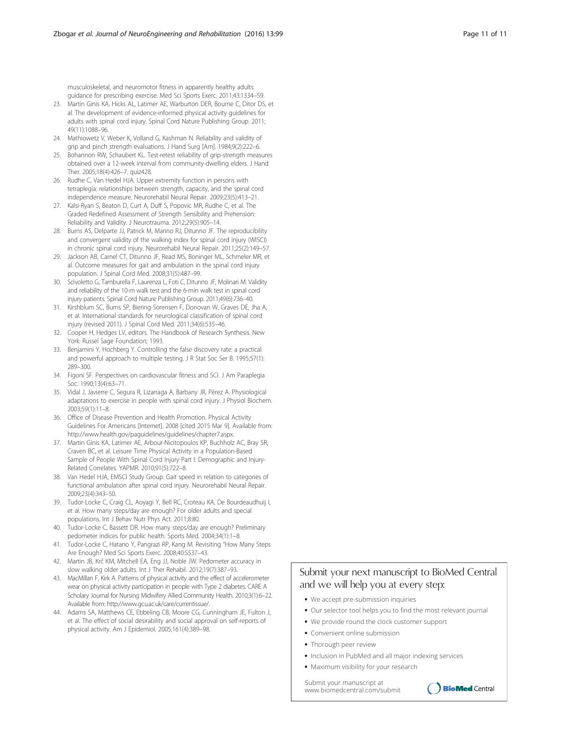musculoskeletal, and neuromotor fitness in apparently healthy adults: guidance for prescribing exercise. Med Sci Sports Exerc. 2011;43:1334–59.

23. Martin Ginis KA, Hicks AL, Latimer AE, Warburton DER, Bourne C, Ditor DS, et al. The development of evidence-informed physical activity guidelines for adults with spinal cord injury. Spinal Cord Nature Publishing Group. 2011; 49(11):1088–96.
24. Mathiowetz V, Weber K, Volland G, Kashman N. Reliability and validity of grip and pinch strength evaluations. J Hand Surg [Am]. 1984;9(2):222–6.
25. Bohannon RW, Schaubert KL. Test-retest reliability of grip-strength measures obtained over a 12-week interval from community-dwelling elders. J Hand Ther. 2005;18(4):426–7. quiz428.
26. Rudhe C, Van Hedel HJA. Upper extremity function in persons with tetraplegia: relationships between strength, capacity, and the spinal cord independence measure. Neurorehabil Neural Repair. 2009;23(5):413–21.
27. Kalsi-Ryan S, Beaton D, Curt A, Duff S, Popovic MR, Rudhe C, et al. The Graded Redefined Assessment of Strength Sensibility and Prehension: Reliability and Validity. J Neurotrauma. 2012;29(5):905–14.
28. Burns AS, Delparte JJ, Patrick M, Marino RJ, Ditunno JF. The reproducibility and convergent validity of the walking index for spinal cord injury (WISCI) in chronic spinal cord injury. Neurorehabil Neural Repair. 2011;25(2):149–57.
29. Jackson AB, Carnel CT, Ditunno JF, Read MS, Boninger ML, Schmeler MR, et al. Outcome measures for gait and ambulation in the spinal cord injury population. J Spinal Cord Med. 2008;31(5):487–99.
30. Scivoletto G, Tamburella F, Laurenza L, Foti C, Ditunno JF, Molinari M. Validity and reliability of the 10-m walk test and the 6-min walk test in spinal cord injury patients. Spinal Cord Nature Publishing Group. 2011;49(6):736–40.
31. Kirshblum SC, Burns SP, Biering-Sorensen F, Donovan W, Graves DE, Jha A, et al. International standards for neurological classification of spinal cord injury (revised 2011). J Spinal Cord Med. 2011;34(6):535–46.
32. Cooper H, Hedges LV, editors. The Handbook of Research Synthesis. New York: Russel Sage Foundation; 1993.
33. Benjamini Y, Hochberg Y. Controlling the false discovery rate: a practical and powerful approach to multiple testing. J R Stat Soc Ser B. 1995;57(1): 289–300.
34. Figoni SF. Perspectives on cardiovascular fitness and SCI. J Am Paraplegia Soc. 1990;13(4):63–71.
35. Vidal J, Javierre C, Segura R, Lizarraga A, Barbany JR, Pérez A. Physiological adaptations to exercise in people with spinal cord injury. J Physiol Biochem. 2003;59(1):11–8.
36. Office of Disease Prevention and Health Promotion. Physical Activity Guidelines For Americans [Internet]. 2008 [cited 2015 Mar 9]. Available from: http://www.health.gov/paguidelines/guidelines/chapter7.aspx.
37. Martin Ginis KA, Latimer AE, Arbour-Nicitopoulos KP, Buchholz AC, Bray SR, Craven BC, et al. Leisure Time Physical Activity in a Population-Based Sample of People With Spinal Cord Injury Part I: Demographic and Injury-Related Correlates. YAPMR. 2010;91(5):722–8.
38. Van Hedel HJA, EMSCI Study Group. Gait speed in relation to categories of functional ambulation after spinal cord injury. Neurorehabil Neural Repair. 2009;23(4):343–50.
39. Tudor-Locke C, Craig CL, Aoyagi Y, Bell RC, Croteau KA, De Bourdeaudhuij I, et al. How many steps/day are enough? For older adults and special populations. Int J Behav Nutr Phys Act. 2011;8:80.
40. Tudor-Locke C, Bassett DR. How many steps/day are enough? Preliminary pedometer indices for public health. Sports Med. 2004;34(1):1–8.
41. Tudor-Locke C, Hatano Y, Pangrazi RP, Kang M. Revisiting "How Many Steps Are Enough? Med Sci Sports Exerc. 2008;40:S537–43.
42. Martin JB, Krč KM, Mitchell EA, Eng JJ, Noble JW. Pedometer accuracy in slow walking older adults. Int J Ther Rehabil. 2012;19(7):387–93.
43. MacMillan F, Kirk A. Patterns of physical activity and the effect of accelerometer wear on physical activity participation in people with Type 2 diabetes. CARE A Scholary Journal for Nursing Midwifery Allied Community Health. 2010;3(1):6–22. Available from: http://www.gcu.ac.uk/care/currentissue/.
44. Adams SA, Matthews CE, Ebbeling CB, Moore CG, Cunningham JE, Fulton J, et al. The effect of social desirability and social approval on self-reports of physical activity. Am J Epidemiol. 2005;161(4):389–98.

Submit your next manuscript to BioMed Central and we will help you at every step:

- We accept pre-submission inquiries
- Our selector tool helps you to find the most relevant journal
- We provide round the clock customer support
- Convenient online submission
- Thorough peer review
- Inclusion in PubMed and all major indexing services
- Maximum visibility for your research

Submit your manuscript at www.biomedcentral.com/submit

BioMed Central